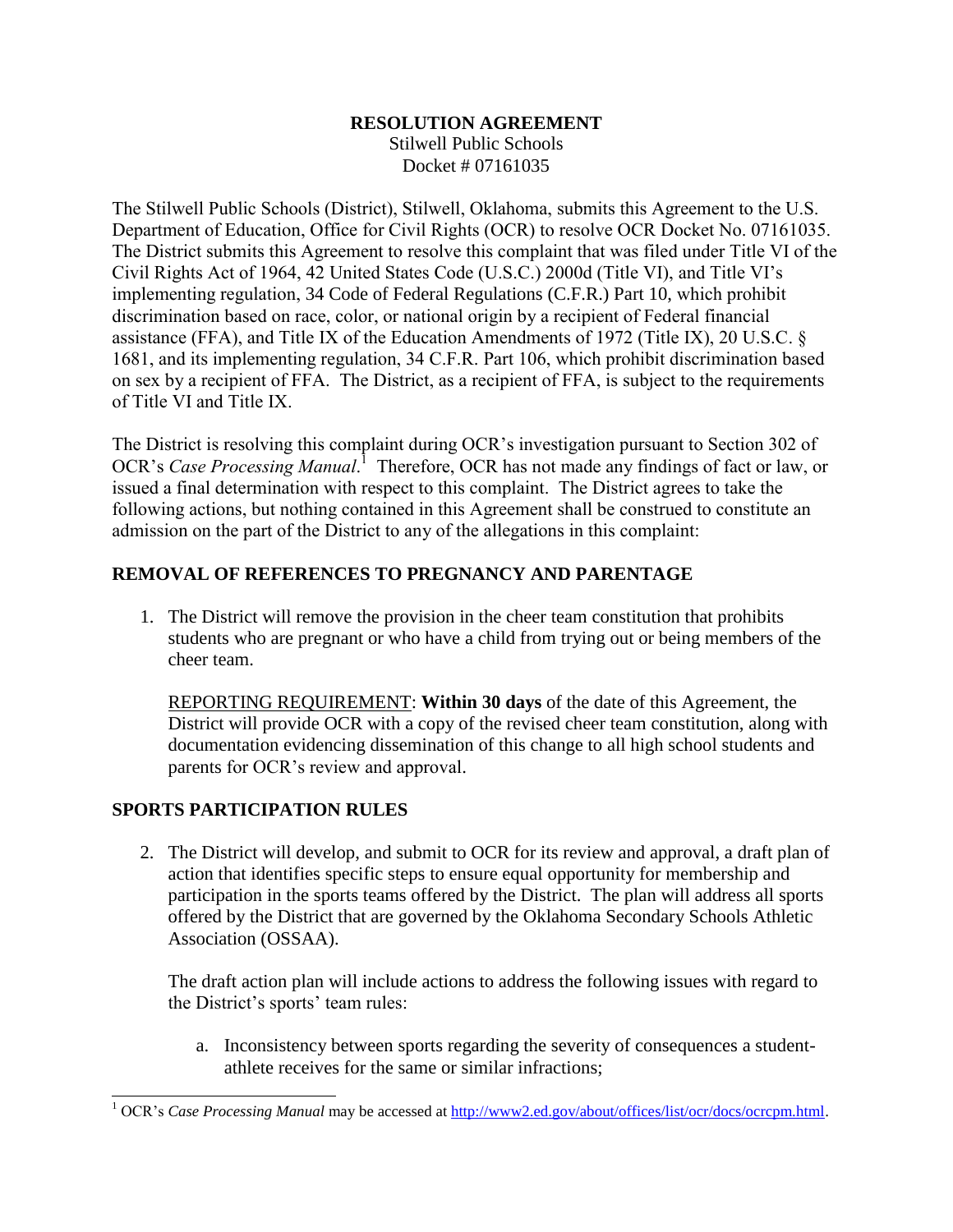# RESOLUTION AGREEMENT

Stilwell Public Schools
Docket # 07161035

The Stilwell Public Schools (District), Stilwell, Oklahoma, submits this Agreement to the U.S. Department of Education, Office for Civil Rights (OCR) to resolve OCR Docket No. 07161035. The District submits this Agreement to resolve this complaint that was filed under Title VI of the Civil Rights Act of 1964, 42 United States Code (U.S.C.) 2000d (Title VI), and Title VI's implementing regulation, 34 Code of Federal Regulations (C.F.R.) Part 10, which prohibit discrimination based on race, color, or national origin by a recipient of Federal financial assistance (FFA), and Title IX of the Education Amendments of 1972 (Title IX), 20 U.S.C. § 1681, and its implementing regulation, 34 C.F.R. Part 106, which prohibit discrimination based on sex by a recipient of FFA. The District, as a recipient of FFA, is subject to the requirements of Title VI and Title IX.

The District is resolving this complaint during OCR's investigation pursuant to Section 302 of OCR's *Case Processing Manual*.[1] Therefore, OCR has not made any findings of fact or law, or issued a final determination with respect to this complaint. The District agrees to take the following actions, but nothing contained in this Agreement shall be construed to constitute an admission on the part of the District to any of the allegations in this complaint:

## REMOVAL OF REFERENCES TO PREGNANCY AND PARENTAGE

1. The District will remove the provision in the cheer team constitution that prohibits students who are pregnant or who have a child from trying out or being members of the cheer team.

   REPORTING REQUIREMENT: **Within 30 days** of the date of this Agreement, the District will provide OCR with a copy of the revised cheer team constitution, along with documentation evidencing dissemination of this change to all high school students and parents for OCR's review and approval.

## SPORTS PARTICIPATION RULES

2. The District will develop, and submit to OCR for its review and approval, a draft plan of action that identifies specific steps to ensure equal opportunity for membership and participation in the sports teams offered by the District. The plan will address all sports offered by the District that are governed by the Oklahoma Secondary Schools Athletic Association (OSSAA).

   The draft action plan will include actions to address the following issues with regard to the District's sports' team rules:

   a. Inconsistency between sports regarding the severity of consequences a student-athlete receives for the same or similar infractions;

---

[1] OCR's *Case Processing Manual* may be accessed at http://www2.ed.gov/about/offices/list/ocr/docs/ocrcpm.html.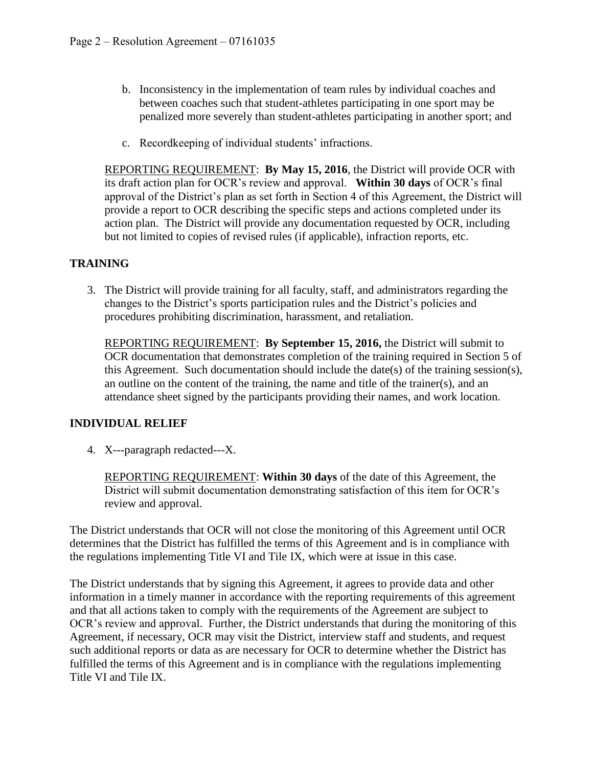b. Inconsistency in the implementation of team rules by individual coaches and between coaches such that student-athletes participating in one sport may be penalized more severely than student-athletes participating in another sport; and

   c. Recordkeeping of individual students' infractions.

   REPORTING REQUIREMENT: **By May 15, 2016**, the District will provide OCR with its draft action plan for OCR's review and approval. **Within 30 days** of OCR's final approval of the District's plan as set forth in Section 4 of this Agreement, the District will provide a report to OCR describing the specific steps and actions completed under its action plan. The District will provide any documentation requested by OCR, including but not limited to copies of revised rules (if applicable), infraction reports, etc.

## TRAINING

3. The District will provide training for all faculty, staff, and administrators regarding the changes to the District's sports participation rules and the District's policies and procedures prohibiting discrimination, harassment, and retaliation.

   REPORTING REQUIREMENT: **By September 15, 2016,** the District will submit to OCR documentation that demonstrates completion of the training required in Section 5 of this Agreement. Such documentation should include the date(s) of the training session(s), an outline on the content of the training, the name and title of the trainer(s), and an attendance sheet signed by the participants providing their names, and work location.

## INDIVIDUAL RELIEF

4. X---paragraph redacted---X.

   REPORTING REQUIREMENT: **Within 30 days** of the date of this Agreement, the District will submit documentation demonstrating satisfaction of this item for OCR's review and approval.

The District understands that OCR will not close the monitoring of this Agreement until OCR determines that the District has fulfilled the terms of this Agreement and is in compliance with the regulations implementing Title VI and Tile IX, which were at issue in this case.

The District understands that by signing this Agreement, it agrees to provide data and other information in a timely manner in accordance with the reporting requirements of this agreement and that all actions taken to comply with the requirements of the Agreement are subject to OCR's review and approval. Further, the District understands that during the monitoring of this Agreement, if necessary, OCR may visit the District, interview staff and students, and request such additional reports or data as are necessary for OCR to determine whether the District has fulfilled the terms of this Agreement and is in compliance with the regulations implementing Title VI and Tile IX.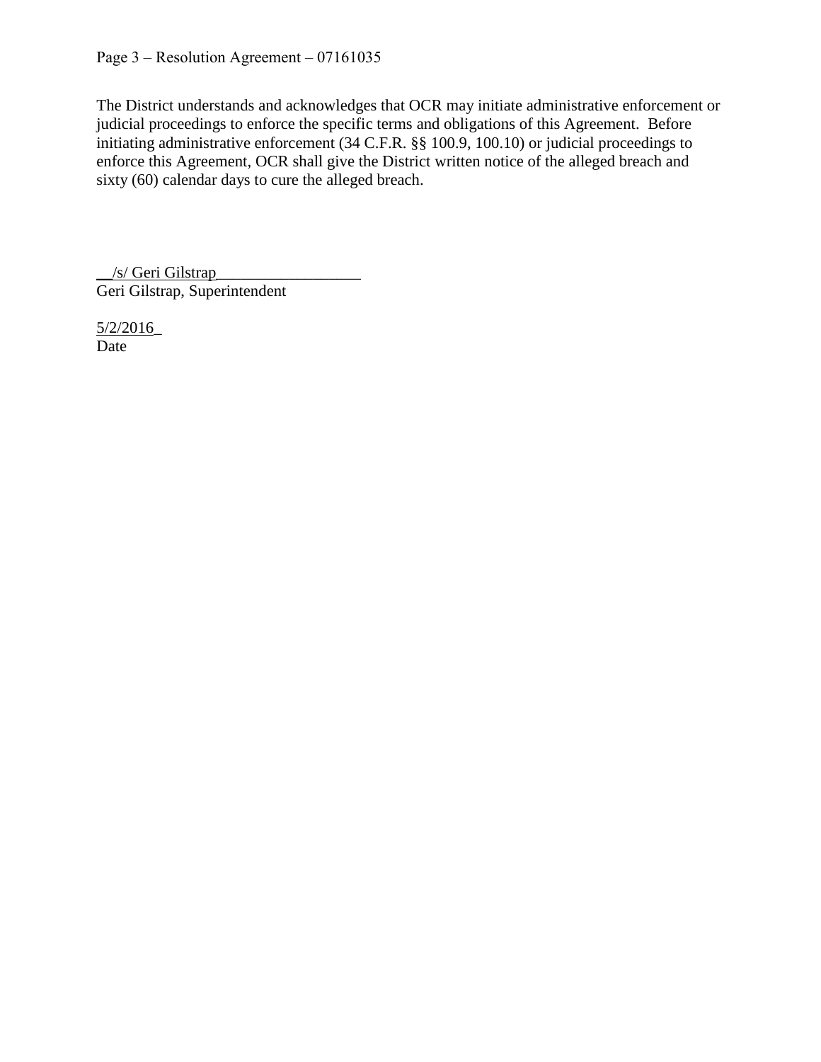The District understands and acknowledges that OCR may initiate administrative enforcement or judicial proceedings to enforce the specific terms and obligations of this Agreement. Before initiating administrative enforcement (34 C.F.R. §§ 100.9, 100.10) or judicial proceedings to enforce this Agreement, OCR shall give the District written notice of the alleged breach and sixty (60) calendar days to cure the alleged breach.

/s/ Geri Gilstrap
Geri Gilstrap, Superintendent

5/2/2016
Date